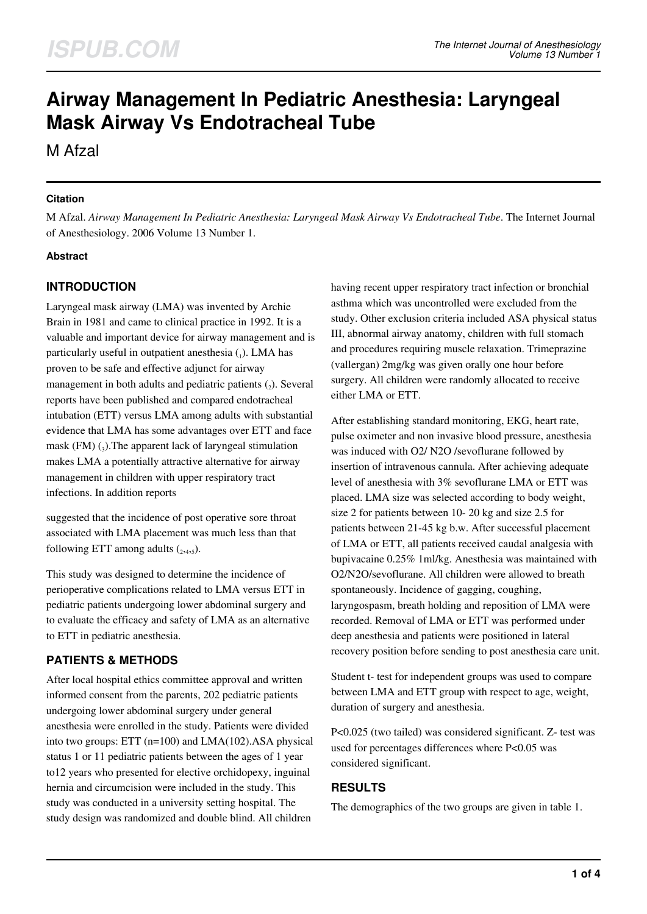# Airway Management In Pediatric Anesthesia: Laryngeal Mask Airway Vs Endotracheal Tube

M Afzal

### Citation

M Afzal. *Airway Management In Pediatric Anesthesia: Laryngeal Mask Airway Vs Endotracheal Tube*. The Internet Journal of Anesthesiology. 2006 Volume 13 Number 1.

### Abstract

## INTRODUCTION

Laryngeal mask airway (LMA) was invented by Archie Brain in 1981 and came to clinical practice in 1992. It is a valuable and important device for airway management and is particularly useful in outpatient anesthesia (1). LMA has proven to be safe and effective adjunct for airway management in both adults and pediatric patients (2). Several reports have been published and compared endotracheal intubation (ETT) versus LMA among adults with substantial evidence that LMA has some advantages over ETT and face mask (FM) (3).The apparent lack of laryngeal stimulation makes LMA a potentially attractive alternative for airway management in children with upper respiratory tract infections. In addition reports suggested that the incidence of post operative sore throat associated with LMA placement was much less than that following ETT among adults (2,4,5).

This study was designed to determine the incidence of perioperative complications related to LMA versus ETT in pediatric patients undergoing lower abdominal surgery and to evaluate the efficacy and safety of LMA as an alternative to ETT in pediatric anesthesia.

## PATIENTS & METHODS

After local hospital ethics committee approval and written informed consent from the parents, 202 pediatric patients undergoing lower abdominal surgery under general anesthesia were enrolled in the study. Patients were divided into two groups: ETT (n=100) and LMA(102).ASA physical status 1 or 11 pediatric patients between the ages of 1 year to12 years who presented for elective orchidopexy, inguinal hernia and circumcision were included in the study. This study was conducted in a university setting hospital. The study design was randomized and double blind. All children having recent upper respiratory tract infection or bronchial asthma which was uncontrolled were excluded from the study. Other exclusion criteria included ASA physical status III, abnormal airway anatomy, children with full stomach and procedures requiring muscle relaxation. Trimeprazine (vallergan) 2mg/kg was given orally one hour before surgery. All children were randomly allocated to receive either LMA or ETT.

After establishing standard monitoring, EKG, heart rate, pulse oximeter and non invasive blood pressure, anesthesia was induced with O2/ N2O /sevoflurane followed by insertion of intravenous cannula. After achieving adequate level of anesthesia with 3% sevoflurane LMA or ETT was placed. LMA size was selected according to body weight, size 2 for patients between 10- 20 kg and size 2.5 for patients between 21-45 kg b.w. After successful placement of LMA or ETT, all patients received caudal analgesia with bupivacaine 0.25% 1ml/kg. Anesthesia was maintained with O2/N2O/sevoflurane. All children were allowed to breath spontaneously. Incidence of gagging, coughing, laryngospasm, breath holding and reposition of LMA were recorded. Removal of LMA or ETT was performed under deep anesthesia and patients were positioned in lateral recovery position before sending to post anesthesia care unit.

Student t- test for independent groups was used to compare between LMA and ETT group with respect to age, weight, duration of surgery and anesthesia.

P<0.025 (two tailed) was considered significant. Z- test was used for percentages differences where P<0.05 was considered significant.

## RESULTS

The demographics of the two groups are given in table 1.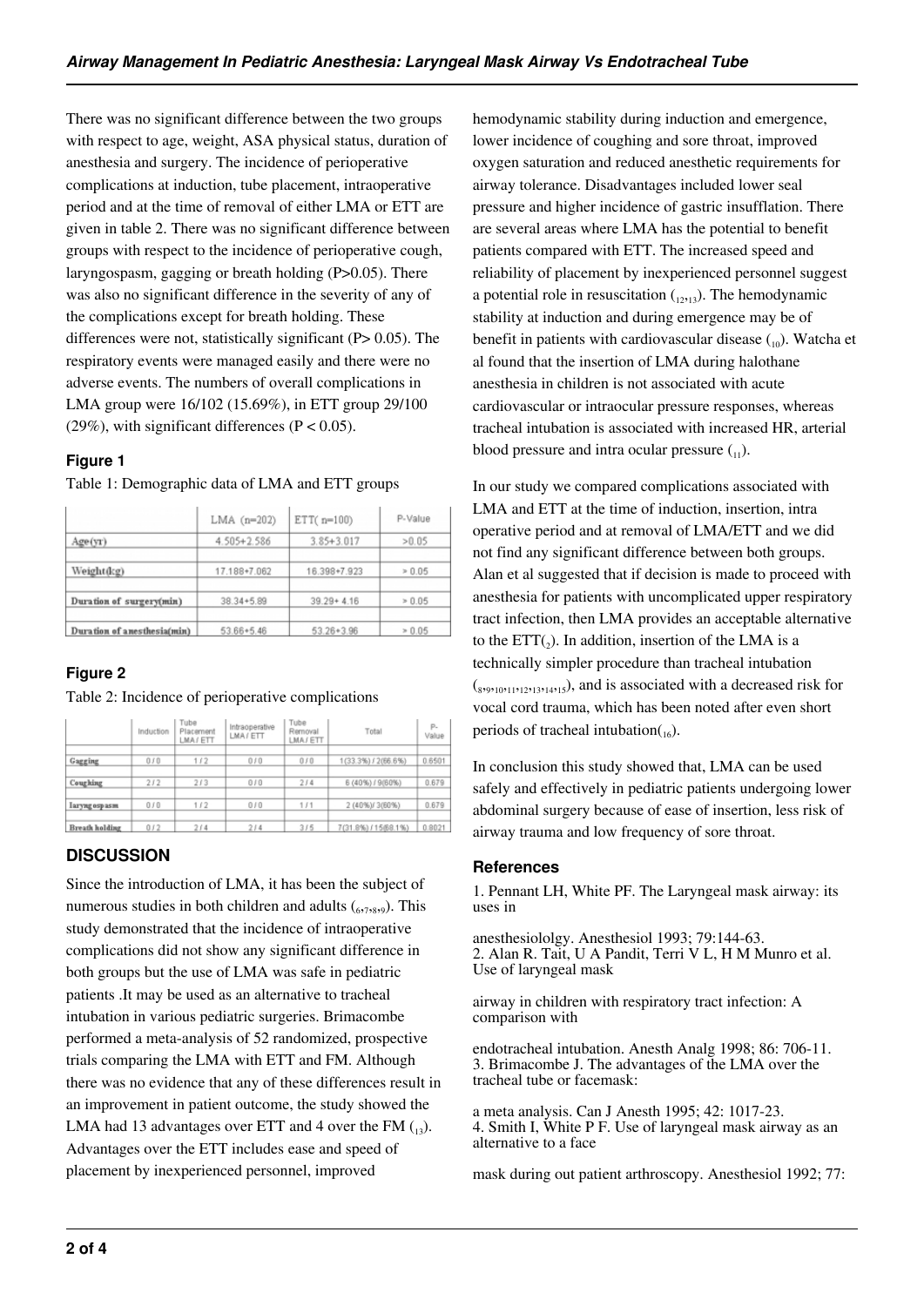There was no significant difference between the two groups with respect to age, weight, ASA physical status, duration of anesthesia and surgery. The incidence of perioperative complications at induction, tube placement, intraoperative period and at the time of removal of either LMA or ETT are given in table 2. There was no significant difference between groups with respect to the incidence of perioperative cough, laryngospasm, gagging or breath holding (P>0.05). There was also no significant difference in the severity of any of the complications except for breath holding. These differences were not, statistically significant (P> 0.05). The respiratory events were managed easily and there were no adverse events. The numbers of overall complications in LMA group were 16/102 (15.69%), in ETT group 29/100 (29%), with significant differences (P < 0.05).

### Figure 1

Table 1: Demographic data of LMA and ETT groups

| | LMA (n=202) | ETT( n=100) | P-Value |
|---|---|---|---|
| Age(yr) | 4.505+2.586 | 3.85+3.017 | >0.05 |
| Weight(kg) | 17.188+7.062 | 16.398+7.923 | > 0.05 |
| Duration of surgery(min) | 38.34+5.89 | 39.29+ 4.16 | > 0.05 |
| Duration of anesthesia(min) | 53.66+5.46 | 53.26+3.96 | > 0.05 |

### Figure 2

Table 2: Incidence of perioperative complications

| | Induction | Tube Placement LMA / ETT | Intraoperative LMA / ETT | Tube Removal LMA / ETT | Total | P-Value |
|---|---|---|---|---|---|---|
| Gagging | 0 / 0 | 1 / 2 | 0 / 0 | 0 / 0 | 1(33.3%) / 2(66.6%) | 0.6501 |
| Coughing | 2 / 2 | 2 / 3 | 0 / 0 | 2 / 4 | 6 (40%) / 9(60%) | 0.679 |
| Laryngospasm | 0 / 0 | 1 / 2 | 0 / 0 | 1 / 1 | 2 (40%)/ 3(60%) | 0.679 |
| Breath holding | 0 / 2 | 2 / 4 | 2 / 4 | 3 / 5 | 7(31.8%) / 15(68.1%) | 0.8021 |

## DISCUSSION

Since the introduction of LMA, it has been the subject of numerous studies in both children and adults (6,7,8,9). This study demonstrated that the incidence of intraoperative complications did not show any significant difference in both groups but the use of LMA was safe in pediatric patients .It may be used as an alternative to tracheal intubation in various pediatric surgeries. Brimacombe performed a meta-analysis of 52 randomized, prospective trials comparing the LMA with ETT and FM. Although there was no evidence that any of these differences result in an improvement in patient outcome, the study showed the LMA had 13 advantages over ETT and 4 over the FM (13). Advantages over the ETT includes ease and speed of placement by inexperienced personnel, improved hemodynamic stability during induction and emergence, lower incidence of coughing and sore throat, improved oxygen saturation and reduced anesthetic requirements for airway tolerance. Disadvantages included lower seal pressure and higher incidence of gastric insufflation. There are several areas where LMA has the potential to benefit patients compared with ETT. The increased speed and reliability of placement by inexperienced personnel suggest a potential role in resuscitation (12,13). The hemodynamic stability at induction and during emergence may be of benefit in patients with cardiovascular disease (10). Watcha et al found that the insertion of LMA during halothane anesthesia in children is not associated with acute cardiovascular or intraocular pressure responses, whereas tracheal intubation is associated with increased HR, arterial blood pressure and intra ocular pressure (11).

In our study we compared complications associated with LMA and ETT at the time of induction, insertion, intra operative period and at removal of LMA/ETT and we did not find any significant difference between both groups. Alan et al suggested that if decision is made to proceed with anesthesia for patients with uncomplicated upper respiratory tract infection, then LMA provides an acceptable alternative to the ETT(2). In addition, insertion of the LMA is a technically simpler procedure than tracheal intubation (8,9,10,11,12,13,14,15), and is associated with a decreased risk for vocal cord trauma, which has been noted after even short periods of tracheal intubation(16).

In conclusion this study showed that, LMA can be used safely and effectively in pediatric patients undergoing lower abdominal surgery because of ease of insertion, less risk of airway trauma and low frequency of sore throat.

### References

1. Pennant LH, White PF. The Laryngeal mask airway: its uses in anesthesiololgy. Anesthesiol 1993; 79:144-63.
2. Alan R. Tait, U A Pandit, Terri V L, H M Munro et al. Use of laryngeal mask airway in children with respiratory tract infection: A comparison with endotracheal intubation. Anesth Analg 1998; 86: 706-11.
3. Brimacombe J. The advantages of the LMA over the tracheal tube or facemask: a meta analysis. Can J Anesth 1995; 42: 1017-23.
4. Smith I, White P F. Use of laryngeal mask airway as an alternative to a face mask during out patient arthroscopy. Anesthesiol 1992; 77: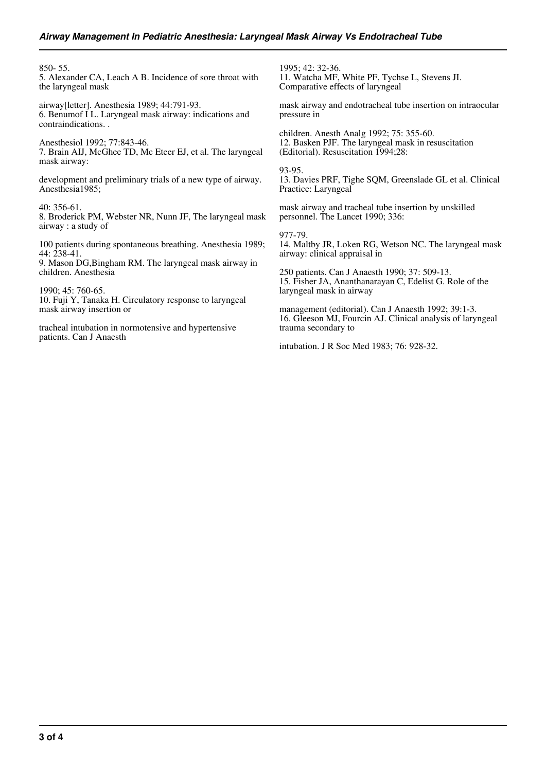850- 55.

5. Alexander CA, Leach A B. Incidence of sore throat with the laryngeal mask airway[letter]. Anesthesia 1989; 44:791-93.

6. Benumof I L. Laryngeal mask airway: indications and contraindications. . Anesthesiol 1992; 77:843-46.

7. Brain AIJ, McGhee TD, Mc Eteer EJ, et al. The laryngeal mask airway: development and preliminary trials of a new type of airway. Anesthesia1985; 40: 356-61.

8. Broderick PM, Webster NR, Nunn JF, The laryngeal mask airway : a study of 100 patients during spontaneous breathing. Anesthesia 1989; 44: 238-41.

9. Mason DG,Bingham RM. The laryngeal mask airway in children. Anesthesia 1990; 45: 760-65.

10. Fuji Y, Tanaka H. Circulatory response to laryngeal mask airway insertion or tracheal intubation in normotensive and hypertensive patients. Can J Anaesth 1995; 42: 32-36.

11. Watcha MF, White PF, Tychse L, Stevens JI. Comparative effects of laryngeal mask airway and endotracheal tube insertion on intraocular pressure in children. Anesth Analg 1992; 75: 355-60.

12. Basken PJF. The laryngeal mask in resuscitation (Editorial). Resuscitation 1994;28: 93-95.

13. Davies PRF, Tighe SQM, Greenslade GL et al. Clinical Practice: Laryngeal mask airway and tracheal tube insertion by unskilled personnel. The Lancet 1990; 336: 977-79.

14. Maltby JR, Loken RG, Wetson NC. The laryngeal mask airway: clinical appraisal in 250 patients. Can J Anaesth 1990; 37: 509-13.

15. Fisher JA, Ananthanarayan C, Edelist G. Role of the laryngeal mask in airway management (editorial). Can J Anaesth 1992; 39:1-3.

16. Gleeson MJ, Fourcin AJ. Clinical analysis of laryngeal trauma secondary to intubation. J R Soc Med 1983; 76: 928-32.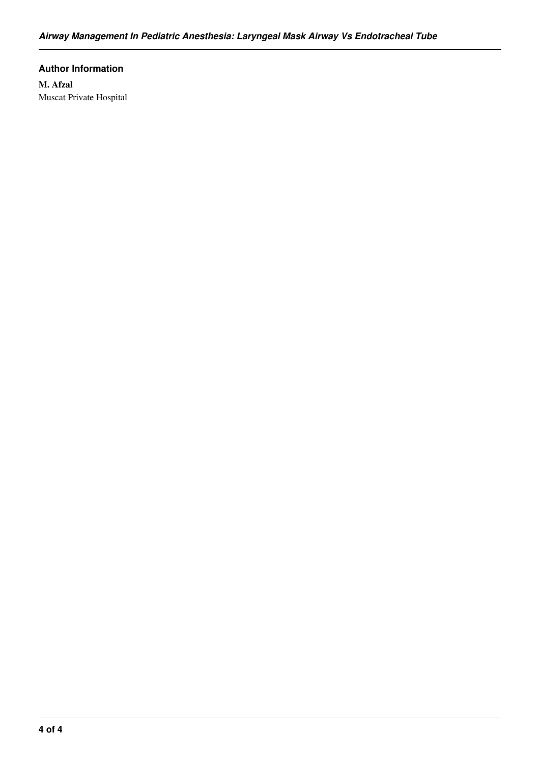### Author Information

**M. Afzal**
Muscat Private Hospital